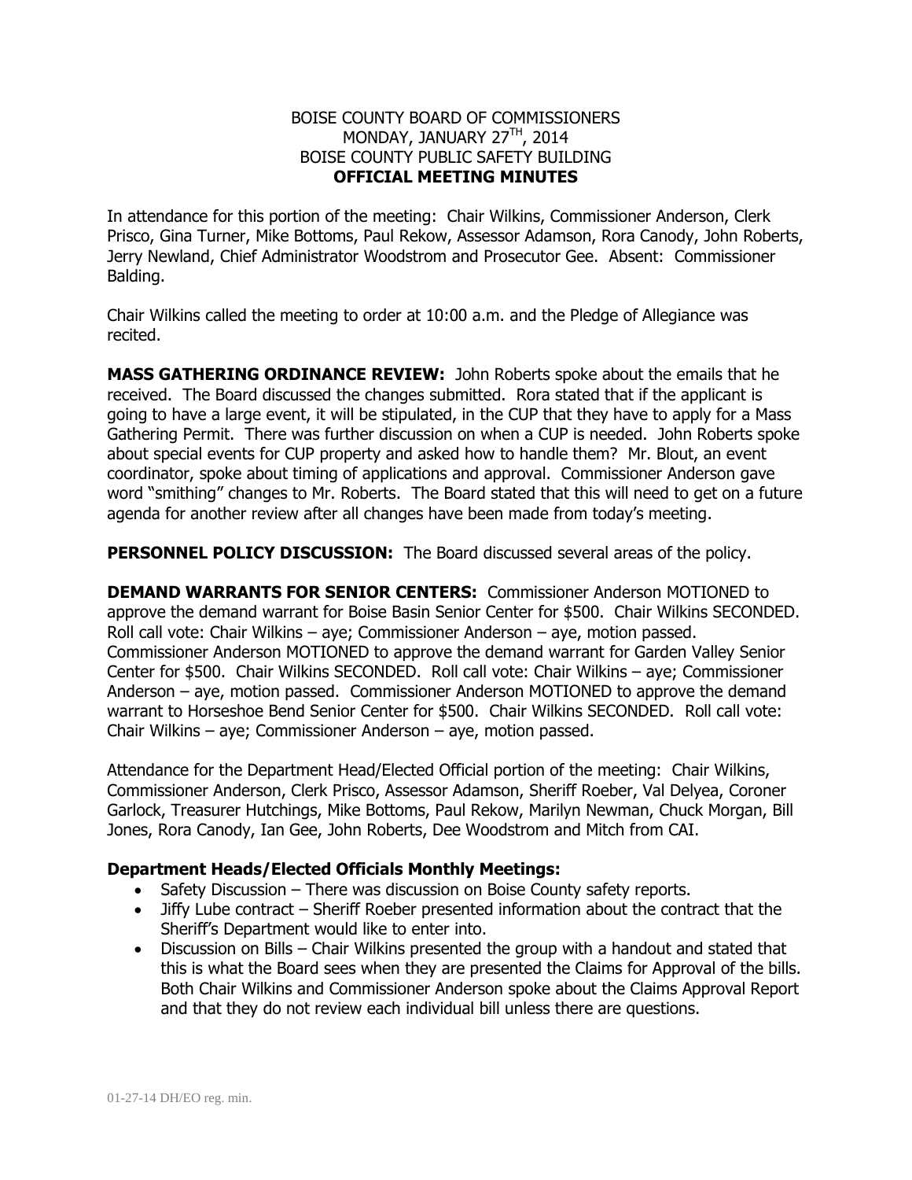# BOISE COUNTY BOARD OF COMMISSIONERS
## MONDAY, JANUARY 27TH, 2014
## BOISE COUNTY PUBLIC SAFETY BUILDING
## OFFICIAL MEETING MINUTES

In attendance for this portion of the meeting: Chair Wilkins, Commissioner Anderson, Clerk Prisco, Gina Turner, Mike Bottoms, Paul Rekow, Assessor Adamson, Rora Canody, John Roberts, Jerry Newland, Chief Administrator Woodstrom and Prosecutor Gee. Absent: Commissioner Balding.

Chair Wilkins called the meeting to order at 10:00 a.m. and the Pledge of Allegiance was recited.

**MASS GATHERING ORDINANCE REVIEW:** John Roberts spoke about the emails that he received. The Board discussed the changes submitted. Rora stated that if the applicant is going to have a large event, it will be stipulated, in the CUP that they have to apply for a Mass Gathering Permit. There was further discussion on when a CUP is needed. John Roberts spoke about special events for CUP property and asked how to handle them? Mr. Blout, an event coordinator, spoke about timing of applications and approval. Commissioner Anderson gave word "smithing" changes to Mr. Roberts. The Board stated that this will need to get on a future agenda for another review after all changes have been made from today's meeting.

**PERSONNEL POLICY DISCUSSION:** The Board discussed several areas of the policy.

**DEMAND WARRANTS FOR SENIOR CENTERS:** Commissioner Anderson MOTIONED to approve the demand warrant for Boise Basin Senior Center for $500. Chair Wilkins SECONDED. Roll call vote: Chair Wilkins – aye; Commissioner Anderson – aye, motion passed. Commissioner Anderson MOTIONED to approve the demand warrant for Garden Valley Senior Center for $500. Chair Wilkins SECONDED. Roll call vote: Chair Wilkins – aye; Commissioner Anderson – aye, motion passed. Commissioner Anderson MOTIONED to approve the demand warrant to Horseshoe Bend Senior Center for $500. Chair Wilkins SECONDED. Roll call vote: Chair Wilkins – aye; Commissioner Anderson – aye, motion passed.

Attendance for the Department Head/Elected Official portion of the meeting: Chair Wilkins, Commissioner Anderson, Clerk Prisco, Assessor Adamson, Sheriff Roeber, Val Delyea, Coroner Garlock, Treasurer Hutchings, Mike Bottoms, Paul Rekow, Marilyn Newman, Chuck Morgan, Bill Jones, Rora Canody, Ian Gee, John Roberts, Dee Woodstrom and Mitch from CAI.

### Department Heads/Elected Officials Monthly Meetings:

- Safety Discussion – There was discussion on Boise County safety reports.
- Jiffy Lube contract – Sheriff Roeber presented information about the contract that the Sheriff's Department would like to enter into.
- Discussion on Bills – Chair Wilkins presented the group with a handout and stated that this is what the Board sees when they are presented the Claims for Approval of the bills. Both Chair Wilkins and Commissioner Anderson spoke about the Claims Approval Report and that they do not review each individual bill unless there are questions.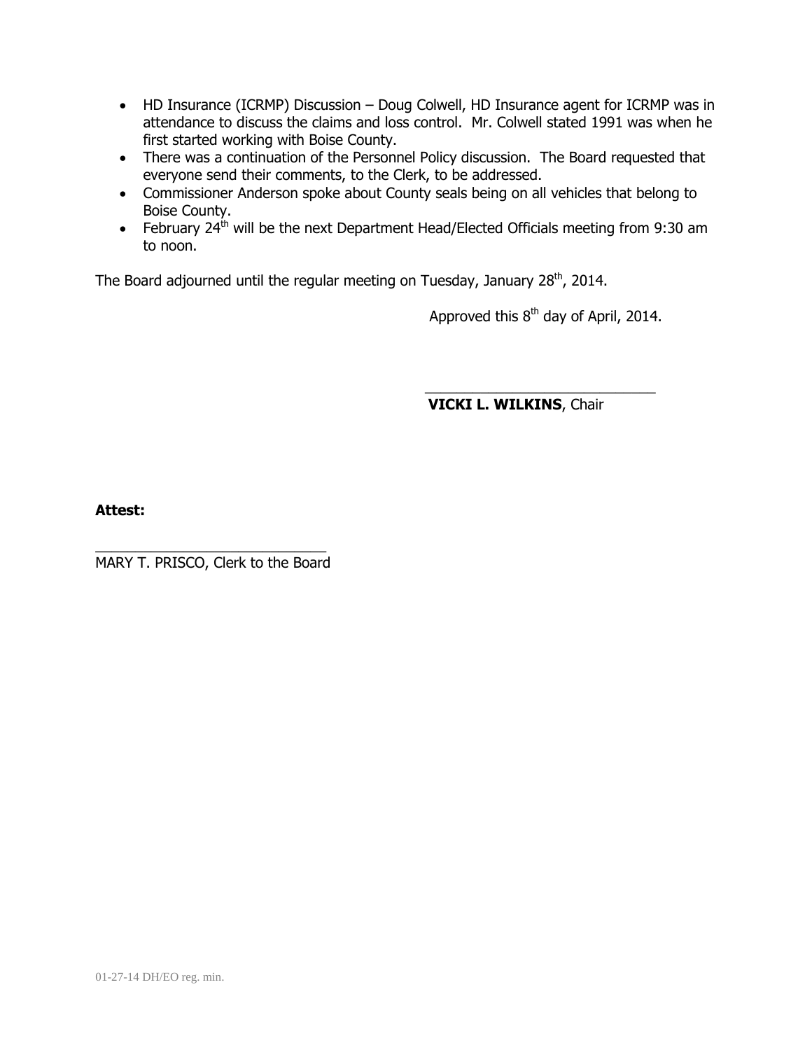- HD Insurance (ICRMP) Discussion – Doug Colwell, HD Insurance agent for ICRMP was in attendance to discuss the claims and loss control. Mr. Colwell stated 1991 was when he first started working with Boise County.
- There was a continuation of the Personnel Policy discussion. The Board requested that everyone send their comments, to the Clerk, to be addressed.
- Commissioner Anderson spoke about County seals being on all vehicles that belong to Boise County.
- February 24th will be the next Department Head/Elected Officials meeting from 9:30 am to noon.

The Board adjourned until the regular meeting on Tuesday, January 28th, 2014.

Approved this 8th day of April, 2014.

\_\_\_\_\_\_\_\_\_\_\_\_\_\_\_\_\_\_\_\_\_\_\_\_\_\_\_\_\_\_

**VICKI L. WILKINS**, Chair

**Attest:**

\_\_\_\_\_\_\_\_\_\_\_\_\_\_\_\_\_\_\_\_\_\_\_\_\_\_\_\_\_\_

MARY T. PRISCO, Clerk to the Board